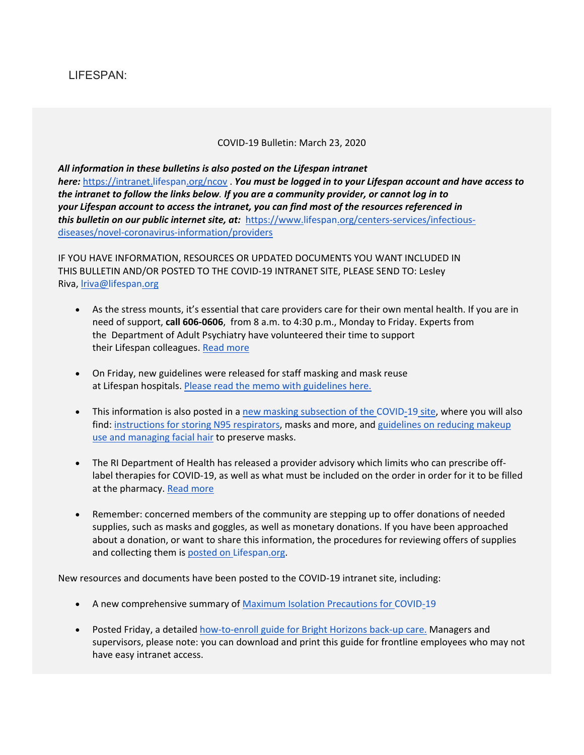LIFESPAN:

COVID-19 Bulletin: March 23, 2020

***All information in these bulletins is also posted on the Lifespan intranet here:*** [https://intranet.lifespan.org/ncov](https://intranet.lifespan.org/ncov) . ***You must be logged in to your Lifespan account and have access to the intranet to follow the links below. If you are a community provider, or cannot log in to your Lifespan account to access the intranet, you can find most of the resources referenced in this bulletin on our public internet site, at:*** [https://www.lifespan.org/centers-services/infectious-diseases/novel-coronavirus-information/providers](https://www.lifespan.org/centers-services/infectious-diseases/novel-coronavirus-information/providers)

IF YOU HAVE INFORMATION, RESOURCES OR UPDATED DOCUMENTS YOU WANT INCLUDED IN THIS BULLETIN AND/OR POSTED TO THE COVID-19 INTRANET SITE, PLEASE SEND TO: Lesley Riva, lriva@lifespan.org

- As the stress mounts, it's essential that care providers care for their own mental health. If you are in need of support, **call 606-0606**, from 8 a.m. to 4:30 p.m., Monday to Friday. Experts from the Department of Adult Psychiatry have volunteered their time to support their Lifespan colleagues. Read more
- On Friday, new guidelines were released for staff masking and mask reuse at Lifespan hospitals. Please read the memo with guidelines here.
- This information is also posted in a new masking subsection of the COVID-19 site, where you will also find: instructions for storing N95 respirators, masks and more, and guidelines on reducing makeup use and managing facial hair to preserve masks.
- The RI Department of Health has released a provider advisory which limits who can prescribe off-label therapies for COVID-19, as well as what must be included on the order in order for it to be filled at the pharmacy. Read more
- Remember: concerned members of the community are stepping up to offer donations of needed supplies, such as masks and goggles, as well as monetary donations. If you have been approached about a donation, or want to share this information, the procedures for reviewing offers of supplies and collecting them is posted on Lifespan.org.

New resources and documents have been posted to the COVID-19 intranet site, including:

- A new comprehensive summary of Maximum Isolation Precautions for COVID-19
- Posted Friday, a detailed how-to-enroll guide for Bright Horizons back-up care. Managers and supervisors, please note: you can download and print this guide for frontline employees who may not have easy intranet access.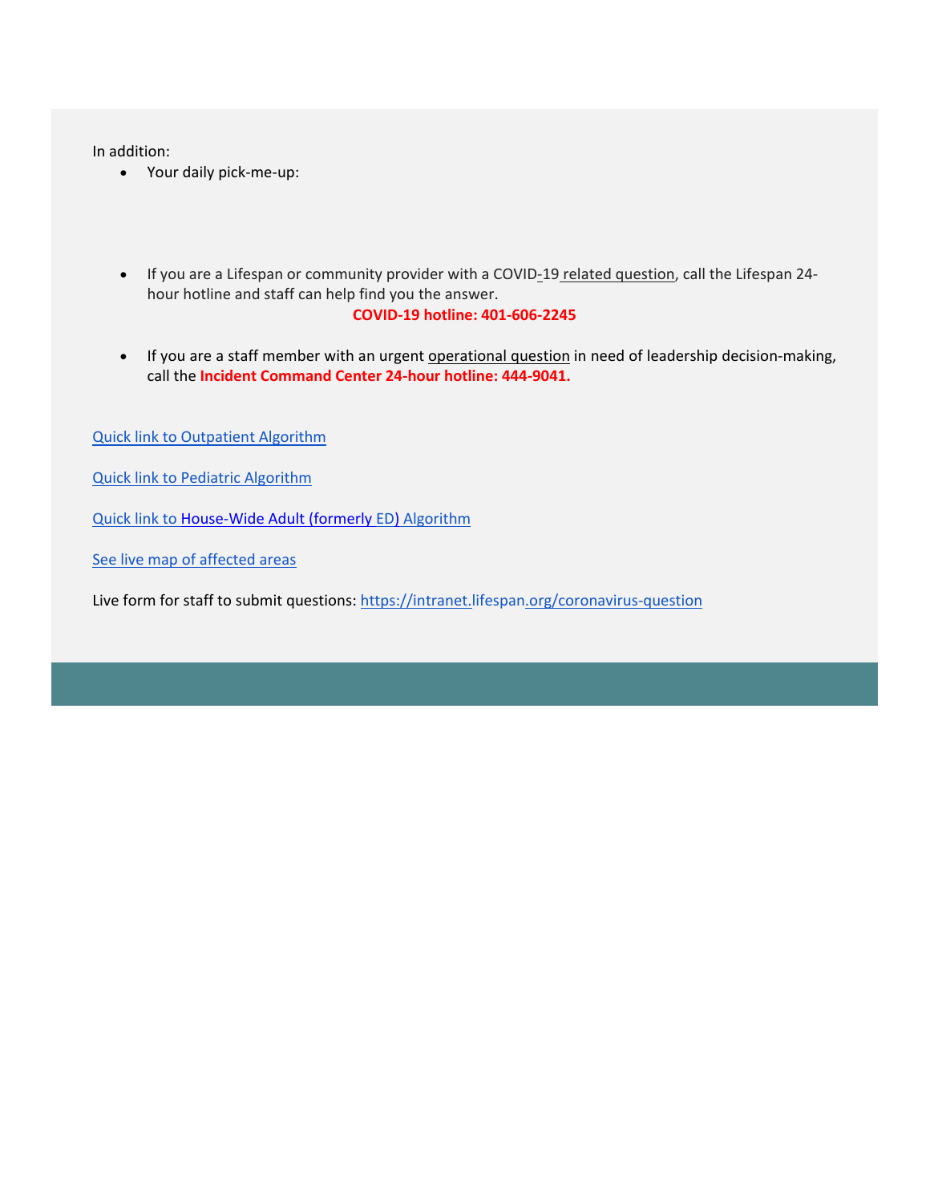In addition:

- Your daily pick-me-up:

- If you are a Lifespan or community provider with a COVID-19 related question, call the Lifespan 24-hour hotline and staff can help find you the answer.

  **COVID-19 hotline: 401-606-2245**

- If you are a staff member with an urgent operational question in need of leadership decision-making, call the **Incident Command Center 24-hour hotline: 444-9041.**

Quick link to Outpatient Algorithm

Quick link to Pediatric Algorithm

Quick link to House-Wide Adult (formerly ED) Algorithm

See live map of affected areas

Live form for staff to submit questions: https://intranet.lifespan.org/coronavirus-question